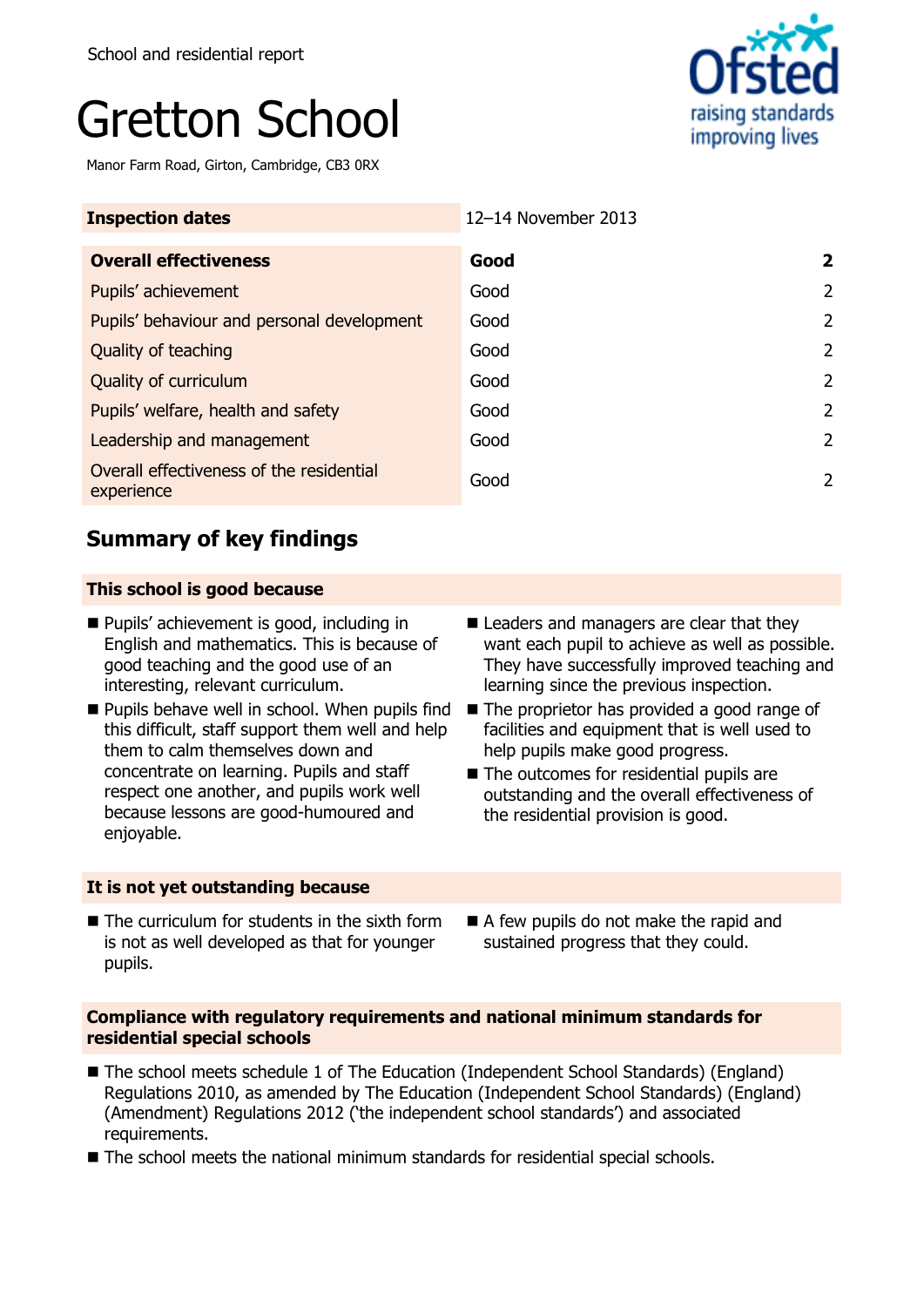School and residential report

# Gretton School

Manor Farm Road, Girton, Cambridge, CB3 0RX

| Inspection dates | 12–14 November 2013 | |
|---|---|---|
| **Overall effectiveness** | **Good** | **2** |
| Pupils' achievement | Good | 2 |
| Pupils' behaviour and personal development | Good | 2 |
| Quality of teaching | Good | 2 |
| Quality of curriculum | Good | 2 |
| Pupils' welfare, health and safety | Good | 2 |
| Leadership and management | Good | 2 |
| Overall effectiveness of the residential experience | Good | 2 |

## Summary of key findings

### This school is good because

- Pupils' achievement is good, including in English and mathematics. This is because of good teaching and the good use of an interesting, relevant curriculum.
- Pupils behave well in school. When pupils find this difficult, staff support them well and help them to calm themselves down and concentrate on learning. Pupils and staff respect one another, and pupils work well because lessons are good-humoured and enjoyable.
- Leaders and managers are clear that they want each pupil to achieve as well as possible. They have successfully improved teaching and learning since the previous inspection.
- The proprietor has provided a good range of facilities and equipment that is well used to help pupils make good progress.
- The outcomes for residential pupils are outstanding and the overall effectiveness of the residential provision is good.

### It is not yet outstanding because

- The curriculum for students in the sixth form is not as well developed as that for younger pupils.
- A few pupils do not make the rapid and sustained progress that they could.

### Compliance with regulatory requirements and national minimum standards for residential special schools

- The school meets schedule 1 of The Education (Independent School Standards) (England) Regulations 2010, as amended by The Education (Independent School Standards) (England) (Amendment) Regulations 2012 ('the independent school standards') and associated requirements.
- The school meets the national minimum standards for residential special schools.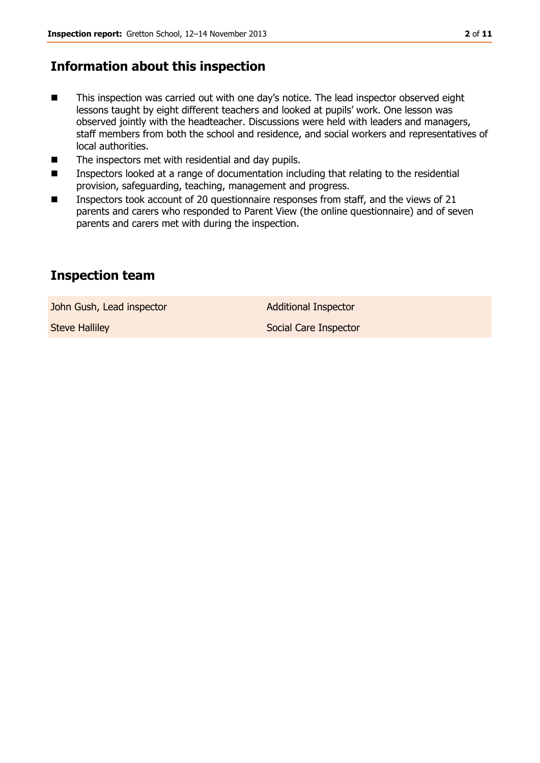## Information about this inspection

- This inspection was carried out with one day's notice. The lead inspector observed eight lessons taught by eight different teachers and looked at pupils' work. One lesson was observed jointly with the headteacher. Discussions were held with leaders and managers, staff members from both the school and residence, and social workers and representatives of local authorities.
- The inspectors met with residential and day pupils.
- Inspectors looked at a range of documentation including that relating to the residential provision, safeguarding, teaching, management and progress.
- Inspectors took account of 20 questionnaire responses from staff, and the views of 21 parents and carers who responded to Parent View (the online questionnaire) and of seven parents and carers met with during the inspection.

## Inspection team

| | |
|---|---|
| John Gush, Lead inspector | Additional Inspector |
| Steve Halliley | Social Care Inspector |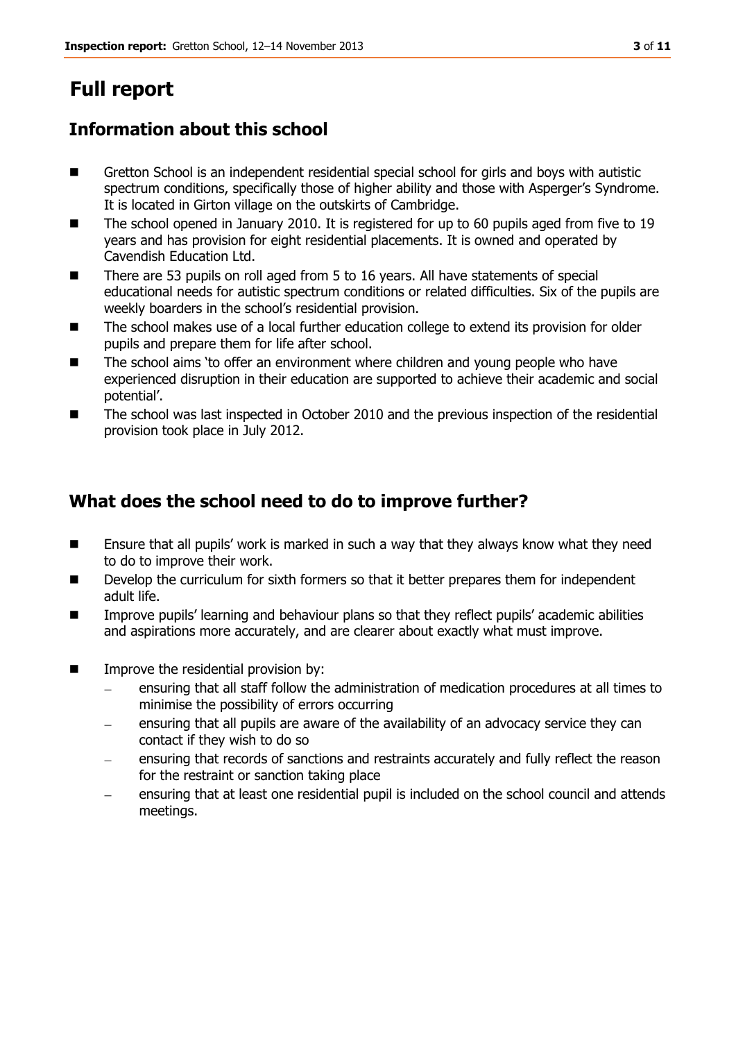# Full report

## Information about this school

- Gretton School is an independent residential special school for girls and boys with autistic spectrum conditions, specifically those of higher ability and those with Asperger's Syndrome. It is located in Girton village on the outskirts of Cambridge.
- The school opened in January 2010. It is registered for up to 60 pupils aged from five to 19 years and has provision for eight residential placements. It is owned and operated by Cavendish Education Ltd.
- There are 53 pupils on roll aged from 5 to 16 years. All have statements of special educational needs for autistic spectrum conditions or related difficulties. Six of the pupils are weekly boarders in the school's residential provision.
- The school makes use of a local further education college to extend its provision for older pupils and prepare them for life after school.
- The school aims 'to offer an environment where children and young people who have experienced disruption in their education are supported to achieve their academic and social potential'.
- The school was last inspected in October 2010 and the previous inspection of the residential provision took place in July 2012.

## What does the school need to do to improve further?

- Ensure that all pupils' work is marked in such a way that they always know what they need to do to improve their work.
- Develop the curriculum for sixth formers so that it better prepares them for independent adult life.
- Improve pupils' learning and behaviour plans so that they reflect pupils' academic abilities and aspirations more accurately, and are clearer about exactly what must improve.
- Improve the residential provision by:
  - ensuring that all staff follow the administration of medication procedures at all times to minimise the possibility of errors occurring
  - ensuring that all pupils are aware of the availability of an advocacy service they can contact if they wish to do so
  - ensuring that records of sanctions and restraints accurately and fully reflect the reason for the restraint or sanction taking place
  - ensuring that at least one residential pupil is included on the school council and attends meetings.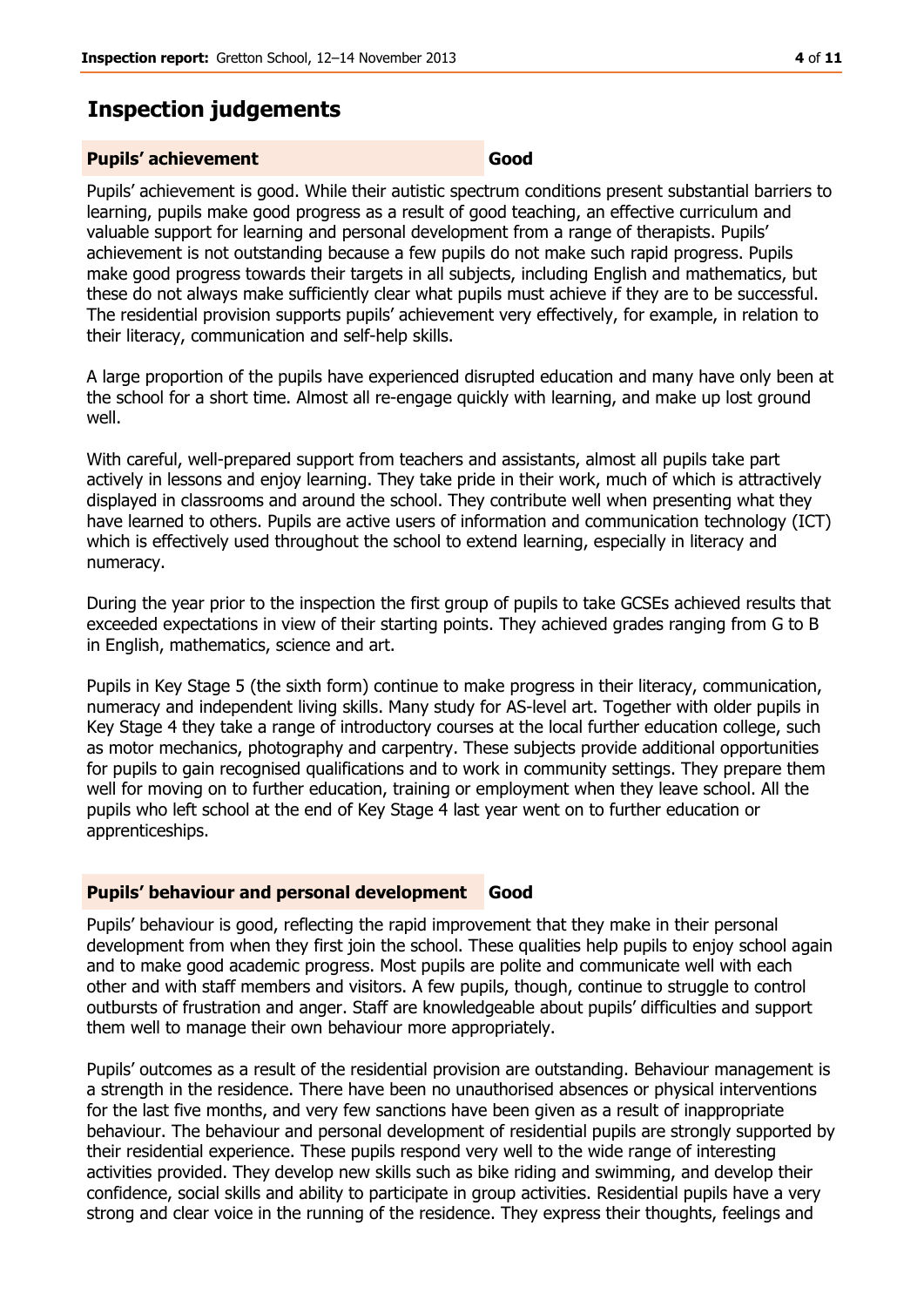## Inspection judgements

**Pupils' achievement** **Good**

Pupils' achievement is good. While their autistic spectrum conditions present substantial barriers to learning, pupils make good progress as a result of good teaching, an effective curriculum and valuable support for learning and personal development from a range of therapists. Pupils' achievement is not outstanding because a few pupils do not make such rapid progress. Pupils make good progress towards their targets in all subjects, including English and mathematics, but these do not always make sufficiently clear what pupils must achieve if they are to be successful. The residential provision supports pupils' achievement very effectively, for example, in relation to their literacy, communication and self-help skills.

A large proportion of the pupils have experienced disrupted education and many have only been at the school for a short time. Almost all re-engage quickly with learning, and make up lost ground well.

With careful, well-prepared support from teachers and assistants, almost all pupils take part actively in lessons and enjoy learning. They take pride in their work, much of which is attractively displayed in classrooms and around the school. They contribute well when presenting what they have learned to others. Pupils are active users of information and communication technology (ICT) which is effectively used throughout the school to extend learning, especially in literacy and numeracy.

During the year prior to the inspection the first group of pupils to take GCSEs achieved results that exceeded expectations in view of their starting points. They achieved grades ranging from G to B in English, mathematics, science and art.

Pupils in Key Stage 5 (the sixth form) continue to make progress in their literacy, communication, numeracy and independent living skills. Many study for AS-level art. Together with older pupils in Key Stage 4 they take a range of introductory courses at the local further education college, such as motor mechanics, photography and carpentry. These subjects provide additional opportunities for pupils to gain recognised qualifications and to work in community settings. They prepare them well for moving on to further education, training or employment when they leave school. All the pupils who left school at the end of Key Stage 4 last year went on to further education or apprenticeships.

**Pupils' behaviour and personal development** **Good**

Pupils' behaviour is good, reflecting the rapid improvement that they make in their personal development from when they first join the school. These qualities help pupils to enjoy school again and to make good academic progress. Most pupils are polite and communicate well with each other and with staff members and visitors. A few pupils, though, continue to struggle to control outbursts of frustration and anger. Staff are knowledgeable about pupils' difficulties and support them well to manage their own behaviour more appropriately.

Pupils' outcomes as a result of the residential provision are outstanding. Behaviour management is a strength in the residence. There have been no unauthorised absences or physical interventions for the last five months, and very few sanctions have been given as a result of inappropriate behaviour. The behaviour and personal development of residential pupils are strongly supported by their residential experience. These pupils respond very well to the wide range of interesting activities provided. They develop new skills such as bike riding and swimming, and develop their confidence, social skills and ability to participate in group activities. Residential pupils have a very strong and clear voice in the running of the residence. They express their thoughts, feelings and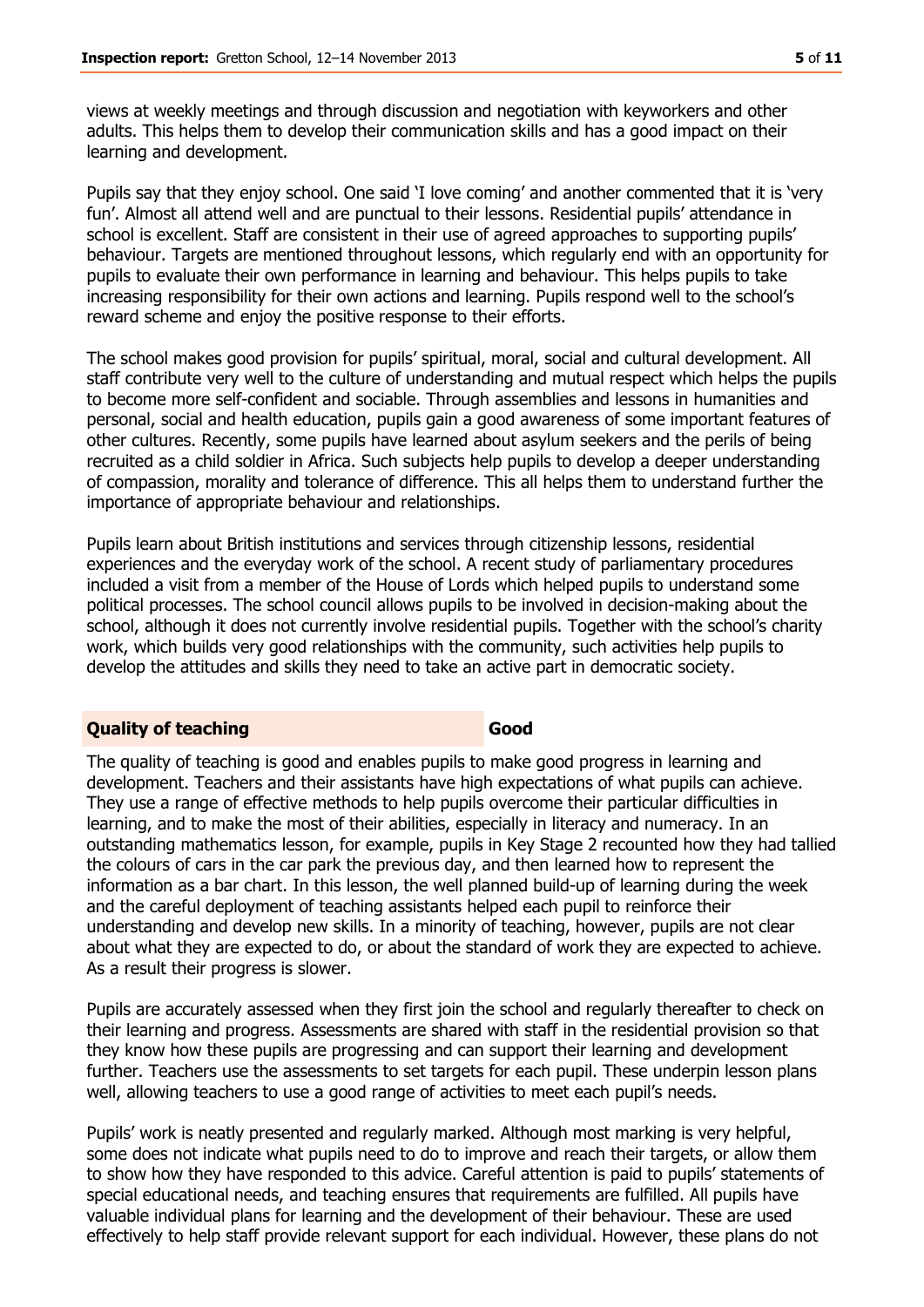views at weekly meetings and through discussion and negotiation with keyworkers and other adults. This helps them to develop their communication skills and has a good impact on their learning and development.

Pupils say that they enjoy school. One said 'I love coming' and another commented that it is 'very fun'. Almost all attend well and are punctual to their lessons. Residential pupils' attendance in school is excellent. Staff are consistent in their use of agreed approaches to supporting pupils' behaviour. Targets are mentioned throughout lessons, which regularly end with an opportunity for pupils to evaluate their own performance in learning and behaviour. This helps pupils to take increasing responsibility for their own actions and learning. Pupils respond well to the school's reward scheme and enjoy the positive response to their efforts.

The school makes good provision for pupils' spiritual, moral, social and cultural development. All staff contribute very well to the culture of understanding and mutual respect which helps the pupils to become more self-confident and sociable. Through assemblies and lessons in humanities and personal, social and health education, pupils gain a good awareness of some important features of other cultures. Recently, some pupils have learned about asylum seekers and the perils of being recruited as a child soldier in Africa. Such subjects help pupils to develop a deeper understanding of compassion, morality and tolerance of difference. This all helps them to understand further the importance of appropriate behaviour and relationships.

Pupils learn about British institutions and services through citizenship lessons, residential experiences and the everyday work of the school. A recent study of parliamentary procedures included a visit from a member of the House of Lords which helped pupils to understand some political processes. The school council allows pupils to be involved in decision-making about the school, although it does not currently involve residential pupils. Together with the school's charity work, which builds very good relationships with the community, such activities help pupils to develop the attitudes and skills they need to take an active part in democratic society.

| **Quality of teaching** | **Good** |
|---|---|

The quality of teaching is good and enables pupils to make good progress in learning and development. Teachers and their assistants have high expectations of what pupils can achieve. They use a range of effective methods to help pupils overcome their particular difficulties in learning, and to make the most of their abilities, especially in literacy and numeracy. In an outstanding mathematics lesson, for example, pupils in Key Stage 2 recounted how they had tallied the colours of cars in the car park the previous day, and then learned how to represent the information as a bar chart. In this lesson, the well planned build-up of learning during the week and the careful deployment of teaching assistants helped each pupil to reinforce their understanding and develop new skills. In a minority of teaching, however, pupils are not clear about what they are expected to do, or about the standard of work they are expected to achieve. As a result their progress is slower.

Pupils are accurately assessed when they first join the school and regularly thereafter to check on their learning and progress. Assessments are shared with staff in the residential provision so that they know how these pupils are progressing and can support their learning and development further. Teachers use the assessments to set targets for each pupil. These underpin lesson plans well, allowing teachers to use a good range of activities to meet each pupil's needs.

Pupils' work is neatly presented and regularly marked. Although most marking is very helpful, some does not indicate what pupils need to do to improve and reach their targets, or allow them to show how they have responded to this advice. Careful attention is paid to pupils' statements of special educational needs, and teaching ensures that requirements are fulfilled. All pupils have valuable individual plans for learning and the development of their behaviour. These are used effectively to help staff provide relevant support for each individual. However, these plans do not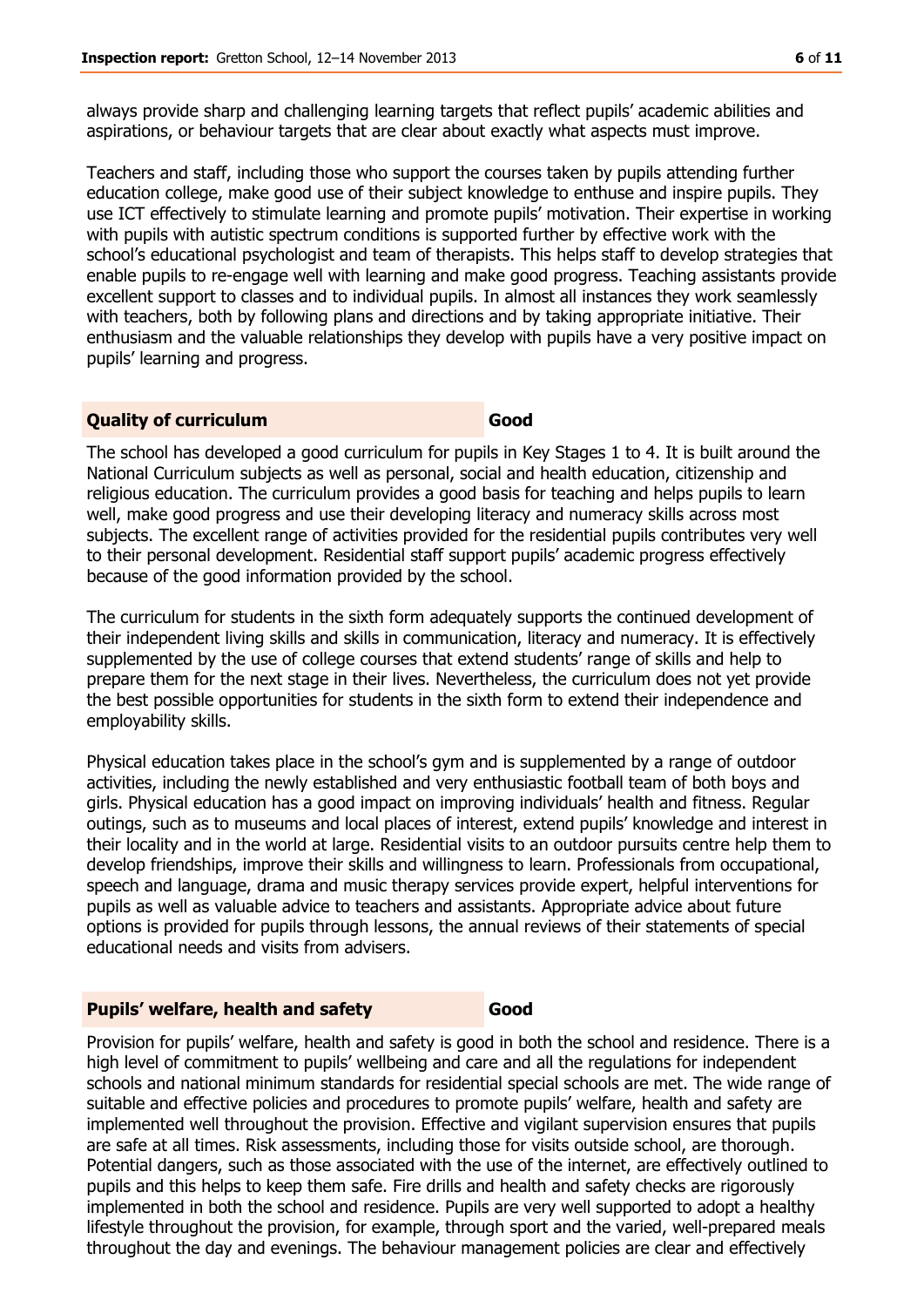always provide sharp and challenging learning targets that reflect pupils' academic abilities and aspirations, or behaviour targets that are clear about exactly what aspects must improve.

Teachers and staff, including those who support the courses taken by pupils attending further education college, make good use of their subject knowledge to enthuse and inspire pupils. They use ICT effectively to stimulate learning and promote pupils' motivation. Their expertise in working with pupils with autistic spectrum conditions is supported further by effective work with the school's educational psychologist and team of therapists. This helps staff to develop strategies that enable pupils to re-engage well with learning and make good progress. Teaching assistants provide excellent support to classes and to individual pupils. In almost all instances they work seamlessly with teachers, both by following plans and directions and by taking appropriate initiative. Their enthusiasm and the valuable relationships they develop with pupils have a very positive impact on pupils' learning and progress.

## Quality of curriculum — Good

The school has developed a good curriculum for pupils in Key Stages 1 to 4. It is built around the National Curriculum subjects as well as personal, social and health education, citizenship and religious education. The curriculum provides a good basis for teaching and helps pupils to learn well, make good progress and use their developing literacy and numeracy skills across most subjects. The excellent range of activities provided for the residential pupils contributes very well to their personal development. Residential staff support pupils' academic progress effectively because of the good information provided by the school.

The curriculum for students in the sixth form adequately supports the continued development of their independent living skills and skills in communication, literacy and numeracy. It is effectively supplemented by the use of college courses that extend students' range of skills and help to prepare them for the next stage in their lives. Nevertheless, the curriculum does not yet provide the best possible opportunities for students in the sixth form to extend their independence and employability skills.

Physical education takes place in the school's gym and is supplemented by a range of outdoor activities, including the newly established and very enthusiastic football team of both boys and girls. Physical education has a good impact on improving individuals' health and fitness. Regular outings, such as to museums and local places of interest, extend pupils' knowledge and interest in their locality and in the world at large. Residential visits to an outdoor pursuits centre help them to develop friendships, improve their skills and willingness to learn. Professionals from occupational, speech and language, drama and music therapy services provide expert, helpful interventions for pupils as well as valuable advice to teachers and assistants. Appropriate advice about future options is provided for pupils through lessons, the annual reviews of their statements of special educational needs and visits from advisers.

## Pupils' welfare, health and safety — Good

Provision for pupils' welfare, health and safety is good in both the school and residence. There is a high level of commitment to pupils' wellbeing and care and all the regulations for independent schools and national minimum standards for residential special schools are met. The wide range of suitable and effective policies and procedures to promote pupils' welfare, health and safety are implemented well throughout the provision. Effective and vigilant supervision ensures that pupils are safe at all times. Risk assessments, including those for visits outside school, are thorough. Potential dangers, such as those associated with the use of the internet, are effectively outlined to pupils and this helps to keep them safe. Fire drills and health and safety checks are rigorously implemented in both the school and residence. Pupils are very well supported to adopt a healthy lifestyle throughout the provision, for example, through sport and the varied, well-prepared meals throughout the day and evenings. The behaviour management policies are clear and effectively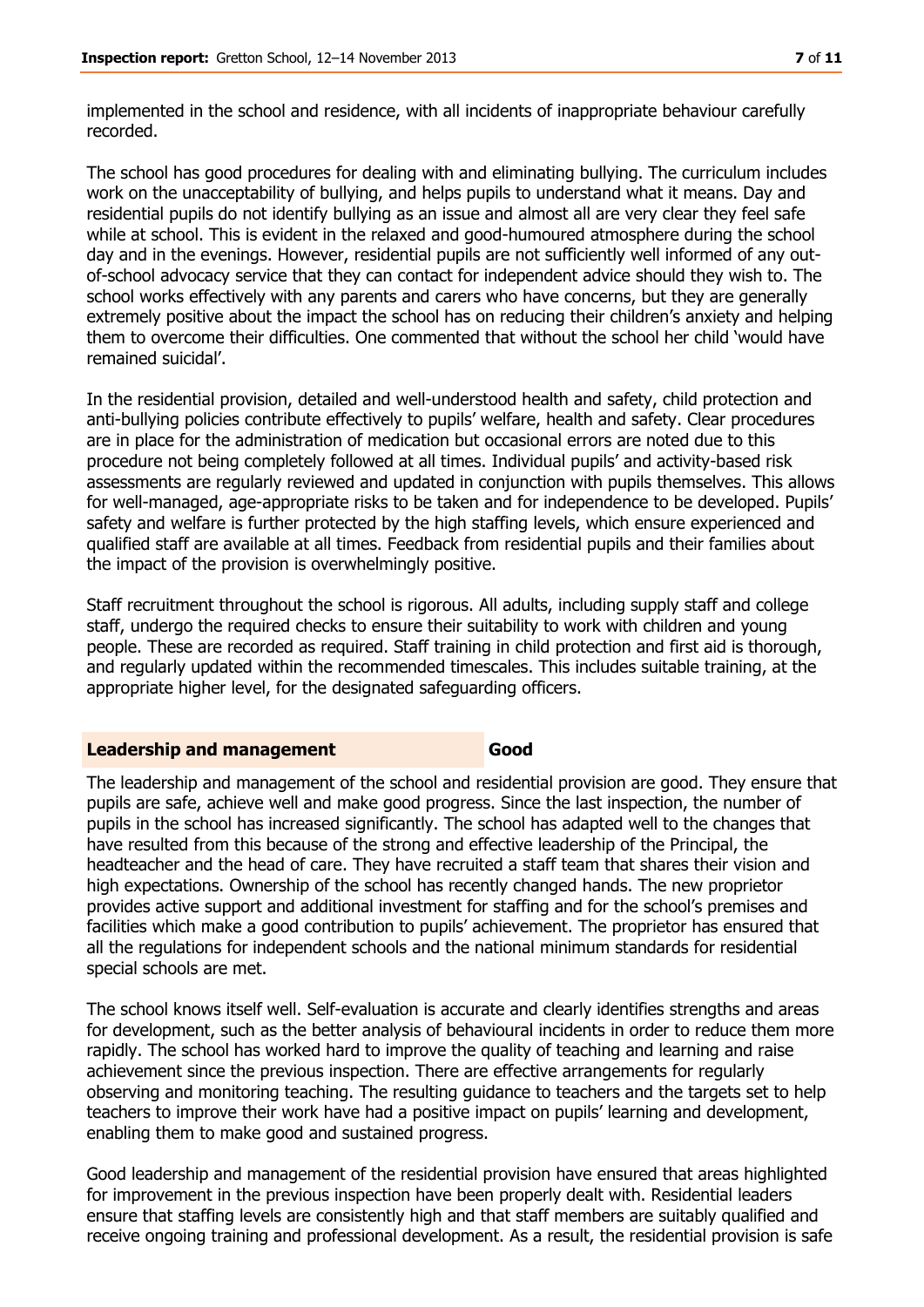implemented in the school and residence, with all incidents of inappropriate behaviour carefully recorded.

The school has good procedures for dealing with and eliminating bullying. The curriculum includes work on the unacceptability of bullying, and helps pupils to understand what it means. Day and residential pupils do not identify bullying as an issue and almost all are very clear they feel safe while at school. This is evident in the relaxed and good-humoured atmosphere during the school day and in the evenings. However, residential pupils are not sufficiently well informed of any out-of-school advocacy service that they can contact for independent advice should they wish to. The school works effectively with any parents and carers who have concerns, but they are generally extremely positive about the impact the school has on reducing their children's anxiety and helping them to overcome their difficulties. One commented that without the school her child 'would have remained suicidal'.

In the residential provision, detailed and well-understood health and safety, child protection and anti-bullying policies contribute effectively to pupils' welfare, health and safety. Clear procedures are in place for the administration of medication but occasional errors are noted due to this procedure not being completely followed at all times. Individual pupils' and activity-based risk assessments are regularly reviewed and updated in conjunction with pupils themselves. This allows for well-managed, age-appropriate risks to be taken and for independence to be developed. Pupils' safety and welfare is further protected by the high staffing levels, which ensure experienced and qualified staff are available at all times. Feedback from residential pupils and their families about the impact of the provision is overwhelmingly positive.

Staff recruitment throughout the school is rigorous. All adults, including supply staff and college staff, undergo the required checks to ensure their suitability to work with children and young people. These are recorded as required. Staff training in child protection and first aid is thorough, and regularly updated within the recommended timescales. This includes suitable training, at the appropriate higher level, for the designated safeguarding officers.

## Leadership and management — Good

The leadership and management of the school and residential provision are good. They ensure that pupils are safe, achieve well and make good progress. Since the last inspection, the number of pupils in the school has increased significantly. The school has adapted well to the changes that have resulted from this because of the strong and effective leadership of the Principal, the headteacher and the head of care. They have recruited a staff team that shares their vision and high expectations. Ownership of the school has recently changed hands. The new proprietor provides active support and additional investment for staffing and for the school's premises and facilities which make a good contribution to pupils' achievement. The proprietor has ensured that all the regulations for independent schools and the national minimum standards for residential special schools are met.

The school knows itself well. Self-evaluation is accurate and clearly identifies strengths and areas for development, such as the better analysis of behavioural incidents in order to reduce them more rapidly. The school has worked hard to improve the quality of teaching and learning and raise achievement since the previous inspection. There are effective arrangements for regularly observing and monitoring teaching. The resulting guidance to teachers and the targets set to help teachers to improve their work have had a positive impact on pupils' learning and development, enabling them to make good and sustained progress.

Good leadership and management of the residential provision have ensured that areas highlighted for improvement in the previous inspection have been properly dealt with. Residential leaders ensure that staffing levels are consistently high and that staff members are suitably qualified and receive ongoing training and professional development. As a result, the residential provision is safe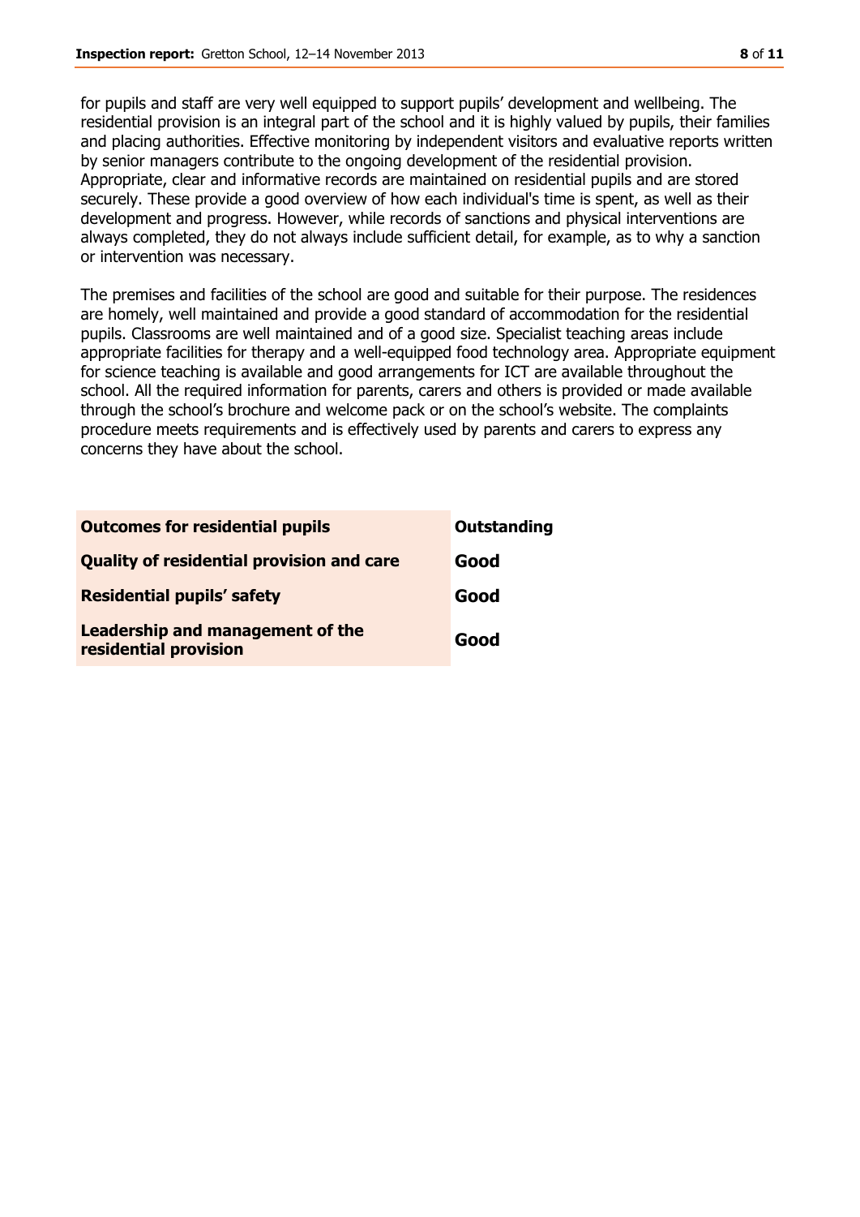for pupils and staff are very well equipped to support pupils' development and wellbeing. The residential provision is an integral part of the school and it is highly valued by pupils, their families and placing authorities. Effective monitoring by independent visitors and evaluative reports written by senior managers contribute to the ongoing development of the residential provision. Appropriate, clear and informative records are maintained on residential pupils and are stored securely. These provide a good overview of how each individual's time is spent, as well as their development and progress. However, while records of sanctions and physical interventions are always completed, they do not always include sufficient detail, for example, as to why a sanction or intervention was necessary.

The premises and facilities of the school are good and suitable for their purpose. The residences are homely, well maintained and provide a good standard of accommodation for the residential pupils. Classrooms are well maintained and of a good size. Specialist teaching areas include appropriate facilities for therapy and a well-equipped food technology area. Appropriate equipment for science teaching is available and good arrangements for ICT are available throughout the school. All the required information for parents, carers and others is provided or made available through the school's brochure and welcome pack or on the school's website. The complaints procedure meets requirements and is effectively used by parents and carers to express any concerns they have about the school.

| | |
|---|---|
| **Outcomes for residential pupils** | **Outstanding** |
| **Quality of residential provision and care** | **Good** |
| **Residential pupils' safety** | **Good** |
| **Leadership and management of the residential provision** | **Good** |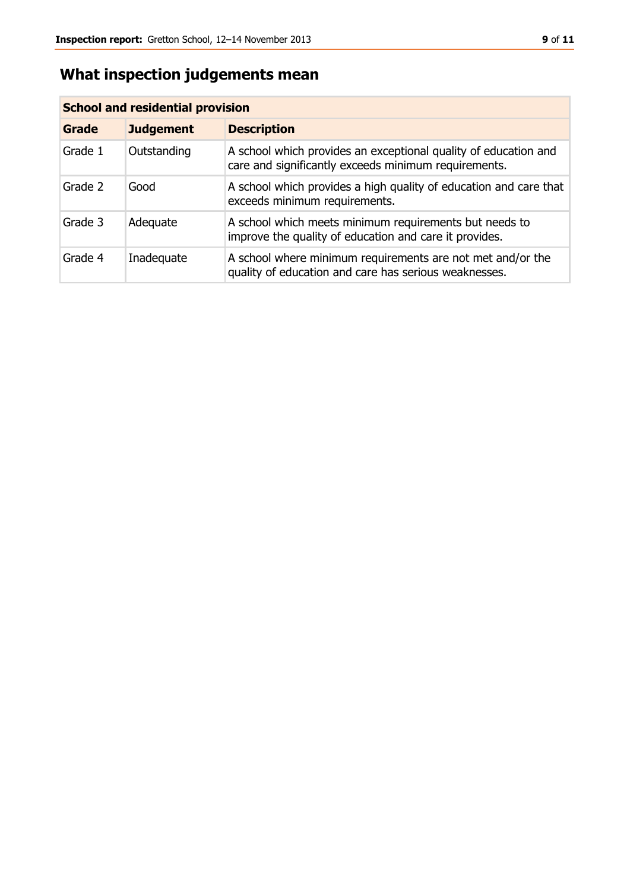## What inspection judgements mean

| School and residential provision | | |
|---|---|---|
| **Grade** | **Judgement** | **Description** |
| Grade 1 | Outstanding | A school which provides an exceptional quality of education and care and significantly exceeds minimum requirements. |
| Grade 2 | Good | A school which provides a high quality of education and care that exceeds minimum requirements. |
| Grade 3 | Adequate | A school which meets minimum requirements but needs to improve the quality of education and care it provides. |
| Grade 4 | Inadequate | A school where minimum requirements are not met and/or the quality of education and care has serious weaknesses. |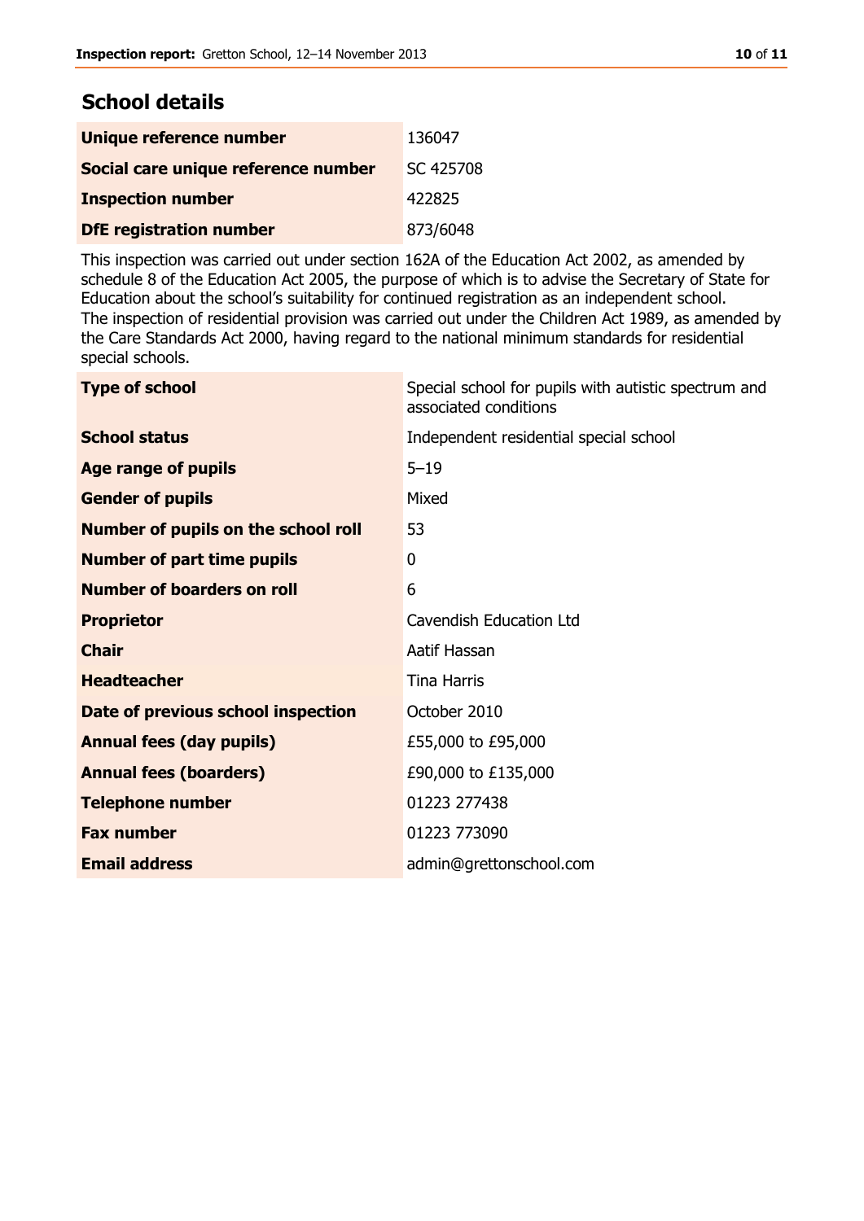## School details

| | |
|---|---|
| **Unique reference number** | 136047 |
| **Social care unique reference number** | SC 425708 |
| **Inspection number** | 422825 |
| **DfE registration number** | 873/6048 |

This inspection was carried out under section 162A of the Education Act 2002, as amended by schedule 8 of the Education Act 2005, the purpose of which is to advise the Secretary of State for Education about the school's suitability for continued registration as an independent school.
The inspection of residential provision was carried out under the Children Act 1989, as amended by the Care Standards Act 2000, having regard to the national minimum standards for residential special schools.

| | |
|---|---|
| **Type of school** | Special school for pupils with autistic spectrum and associated conditions |
| **School status** | Independent residential special school |
| **Age range of pupils** | 5–19 |
| **Gender of pupils** | Mixed |
| **Number of pupils on the school roll** | 53 |
| **Number of part time pupils** | 0 |
| **Number of boarders on roll** | 6 |
| **Proprietor** | Cavendish Education Ltd |
| **Chair** | Aatif Hassan |
| **Headteacher** | Tina Harris |
| **Date of previous school inspection** | October 2010 |
| **Annual fees (day pupils)** | £55,000 to £95,000 |
| **Annual fees (boarders)** | £90,000 to £135,000 |
| **Telephone number** | 01223 277438 |
| **Fax number** | 01223 773090 |
| **Email address** | admin@grettonschool.com |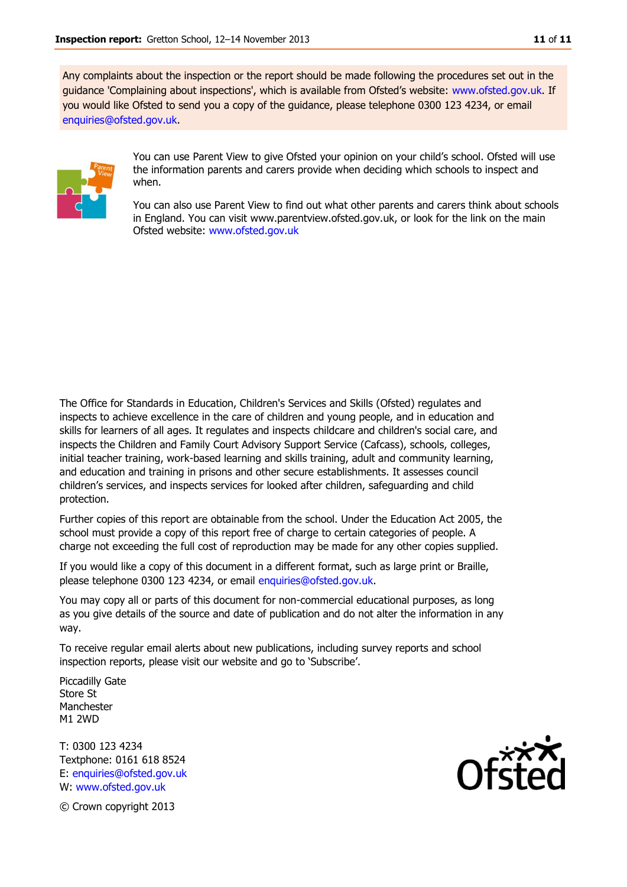Any complaints about the inspection or the report should be made following the procedures set out in the guidance 'Complaining about inspections', which is available from Ofsted's website: www.ofsted.gov.uk. If you would like Ofsted to send you a copy of the guidance, please telephone 0300 123 4234, or email enquiries@ofsted.gov.uk.

You can use Parent View to give Ofsted your opinion on your child's school. Ofsted will use the information parents and carers provide when deciding which schools to inspect and when.

You can also use Parent View to find out what other parents and carers think about schools in England. You can visit www.parentview.ofsted.gov.uk, or look for the link on the main Ofsted website: www.ofsted.gov.uk

The Office for Standards in Education, Children's Services and Skills (Ofsted) regulates and inspects to achieve excellence in the care of children and young people, and in education and skills for learners of all ages. It regulates and inspects childcare and children's social care, and inspects the Children and Family Court Advisory Support Service (Cafcass), schools, colleges, initial teacher training, work-based learning and skills training, adult and community learning, and education and training in prisons and other secure establishments. It assesses council children's services, and inspects services for looked after children, safeguarding and child protection.

Further copies of this report are obtainable from the school. Under the Education Act 2005, the school must provide a copy of this report free of charge to certain categories of people. A charge not exceeding the full cost of reproduction may be made for any other copies supplied.

If you would like a copy of this document in a different format, such as large print or Braille, please telephone 0300 123 4234, or email enquiries@ofsted.gov.uk.

You may copy all or parts of this document for non-commercial educational purposes, as long as you give details of the source and date of publication and do not alter the information in any way.

To receive regular email alerts about new publications, including survey reports and school inspection reports, please visit our website and go to 'Subscribe'.

Piccadilly Gate
Store St
Manchester
M1 2WD

T: 0300 123 4234
Textphone: 0161 618 8524
E: enquiries@ofsted.gov.uk
W: www.ofsted.gov.uk

© Crown copyright 2013